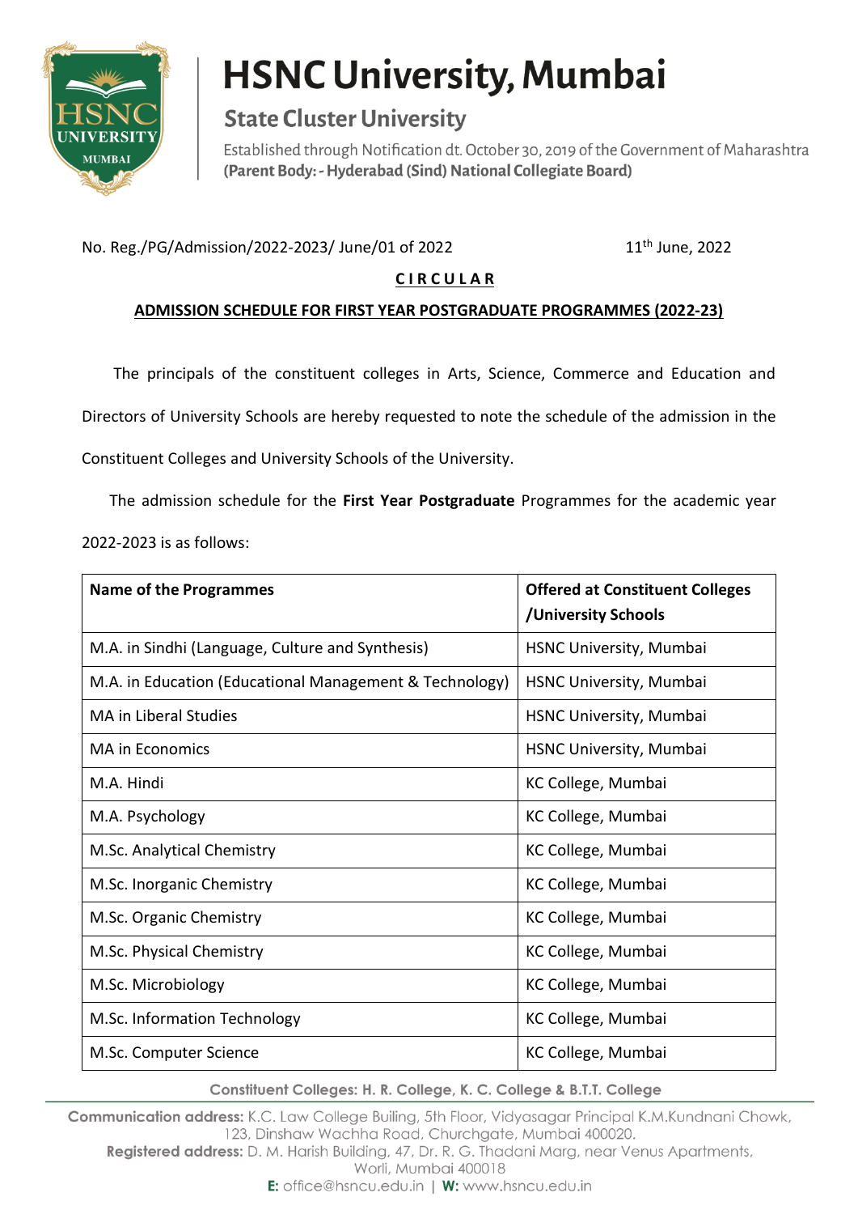# HSNC University, Mumbai

## State Cluster University

Established through Notification dt. October 30, 2019 of the Government of Maharashtra
**(Parent Body: - Hyderabad (Sind) National Collegiate Board)**

No. Reg./PG/Admission/2022-2023/ June/01 of 2022 11th June, 2022

**CIRCULAR**

**ADMISSION SCHEDULE FOR FIRST YEAR POSTGRADUATE PROGRAMMES (2022-23)**

The principals of the constituent colleges in Arts, Science, Commerce and Education and Directors of University Schools are hereby requested to note the schedule of the admission in the Constituent Colleges and University Schools of the University.

The admission schedule for the **First Year Postgraduate** Programmes for the academic year 2022-2023 is as follows:

| Name of the Programmes | Offered at Constituent Colleges /University Schools |
|---|---|
| M.A. in Sindhi (Language, Culture and Synthesis) | HSNC University, Mumbai |
| M.A. in Education (Educational Management & Technology) | HSNC University, Mumbai |
| MA in Liberal Studies | HSNC University, Mumbai |
| MA in Economics | HSNC University, Mumbai |
| M.A. Hindi | KC College, Mumbai |
| M.A. Psychology | KC College, Mumbai |
| M.Sc. Analytical Chemistry | KC College, Mumbai |
| M.Sc. Inorganic Chemistry | KC College, Mumbai |
| M.Sc. Organic Chemistry | KC College, Mumbai |
| M.Sc. Physical Chemistry | KC College, Mumbai |
| M.Sc. Microbiology | KC College, Mumbai |
| M.Sc. Information Technology | KC College, Mumbai |
| M.Sc. Computer Science | KC College, Mumbai |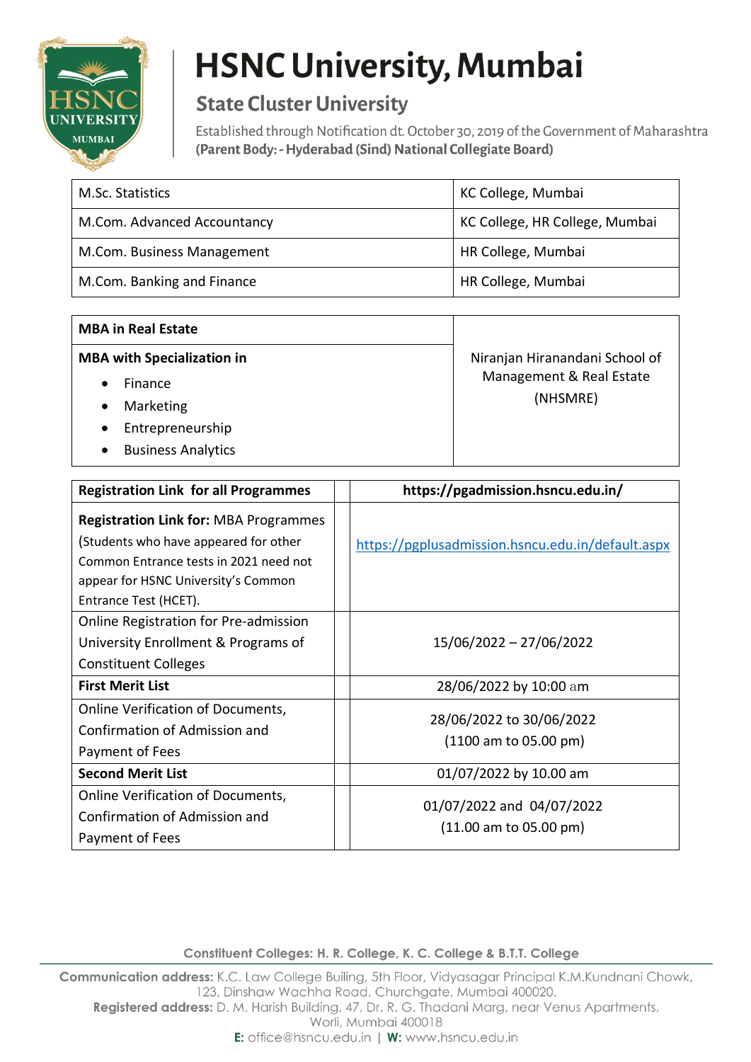# HSNC University, Mumbai

## State Cluster University

Established through Notification dt. October 30, 2019 of the Government of Maharashtra
**(Parent Body: - Hyderabad (Sind) National Collegiate Board)**

| | |
|---|---|
| M.Sc. Statistics | KC College, Mumbai |
| M.Com. Advanced Accountancy | KC College, HR College, Mumbai |
| M.Com. Business Management | HR College, Mumbai |
| M.Com. Banking and Finance | HR College, Mumbai |

| | |
|---|---|
| **MBA in Real Estate** | Niranjan Hiranandani School of Management & Real Estate (NHSMRE) |
| **MBA with Specialization in** <br> • Finance <br> • Marketing <br> • Entrepreneurship <br> • Business Analytics | |

| | | |
|---|---|---|
| **Registration Link for all Programmes** | | **https://pgadmission.hsncu.edu.in/** |
| **Registration Link for:** MBA Programmes (Students who have appeared for other Common Entrance tests in 2021 need not appear for HSNC University's Common Entrance Test (HCET). | | https://pgplusadmission.hsncu.edu.in/default.aspx |
| Online Registration for Pre-admission University Enrollment & Programs of Constituent Colleges | | 15/06/2022 – 27/06/2022 |
| **First Merit List** | | 28/06/2022 by 10:00 am |
| Online Verification of Documents, Confirmation of Admission and Payment of Fees | | 28/06/2022 to 30/06/2022 (1100 am to 05.00 pm) |
| **Second Merit List** | | 01/07/2022 by 10.00 am |
| Online Verification of Documents, Confirmation of Admission and Payment of Fees | | 01/07/2022 and 04/07/2022 (11.00 am to 05.00 pm) |

**Constituent Colleges: H. R. College, K. C. College & B.T.T. College**

**Communication address:** K.C. Law College Builing, 5th Floor, Vidyasagar Principal K.M.Kundnani Chowk, 123, Dinshaw Wachha Road, Churchgate, Mumbai 400020.
**Registered address:** D. M. Harish Building, 47, Dr. R. G. Thadani Marg, near Venus Apartments, Worli, Mumbai 400018
**E:** office@hsncu.edu.in | **W:** www.hsncu.edu.in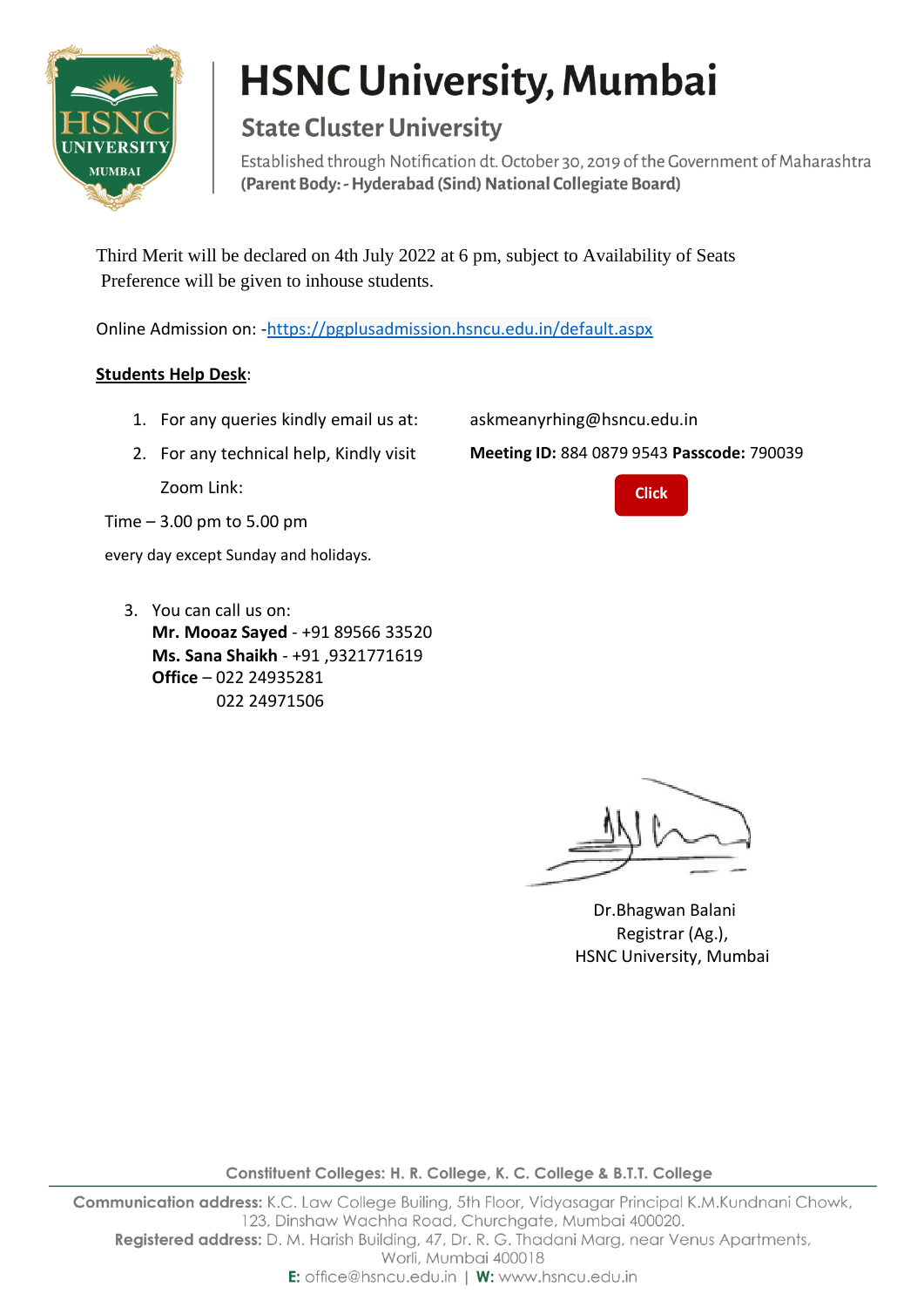# HSNC University, Mumbai

## State Cluster University

Established through Notification dt. October 30, 2019 of the Government of Maharashtra
**(Parent Body: - Hyderabad (Sind) National Collegiate Board)**

Third Merit will be declared on 4th July 2022 at 6 pm, subject to Availability of Seats
Preference will be given to inhouse students.

Online Admission on: -https://pgplusadmission.hsncu.edu.in/default.aspx

**Students Help Desk**:

1. For any queries kindly email us at: askmeanyrhing@hsncu.edu.in
2. For any technical help, Kindly visit Zoom Link: **Meeting ID:** 884 0879 9543 **Passcode:** 790039

   Click

Time – 3.00 pm to 5.00 pm

every day except Sunday and holidays.

3. You can call us on:
   **Mr. Mooaz Sayed** - +91 89566 33520
   **Ms. Sana Shaikh** - +91 ,9321771619
   **Office** – 022 24935281
   022 24971506

Dr.Bhagwan Balani
Registrar (Ag.),
HSNC University, Mumbai

Constituent Colleges: H. R. College, K. C. College & B.T.T. College

**Communication address:** K.C. Law College Builing, 5th Floor, Vidyasagar Principal K.M.Kundnani Chowk, 123, Dinshaw Wachha Road, Churchgate, Mumbai 400020.
**Registered address:** D. M. Harish Building, 47, Dr. R. G. Thadani Marg, near Venus Apartments, Worli, Mumbai 400018
**E:** office@hsncu.edu.in | **W:** www.hsncu.edu.in